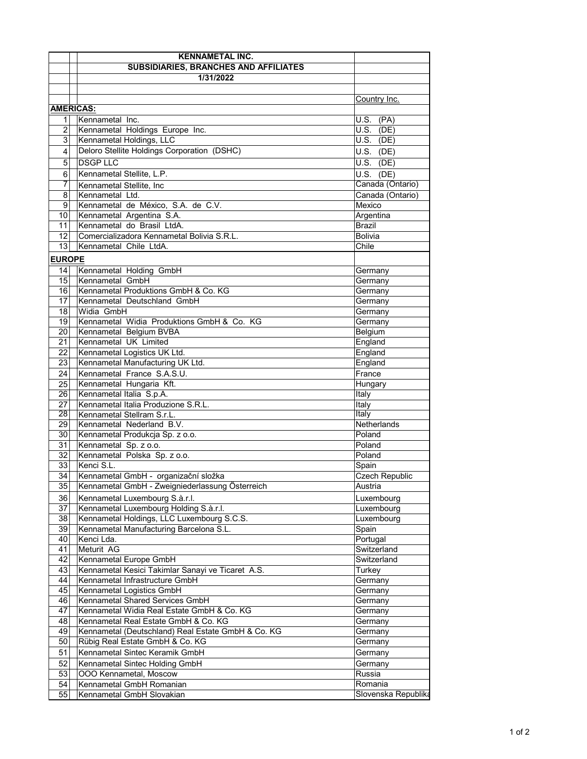| | KENNAMETAL INC. | |
|---|---|---|
| | SUBSIDIARIES, BRANCHES AND AFFILIATES | |
| | 1/31/2022 | |
| | | |
| | | Country Inc. |
| **AMERICAS:** | | |
| 1 | Kennametal Inc. | U.S. (PA) |
| 2 | Kennametal Holdings Europe Inc. | U.S. (DE) |
| 3 | Kennametal Holdings, LLC | U.S. (DE) |
| 4 | Deloro Stellite Holdings Corporation (DSHC) | U.S. (DE) |
| 5 | DSGP LLC | U.S. (DE) |
| 6 | Kennametal Stellite, L.P. | U.S. (DE) |
| 7 | Kennametal Stellite, Inc | Canada (Ontario) |
| 8 | Kennametal Ltd. | Canada (Ontario) |
| 9 | Kennametal de México, S.A. de C.V. | Mexico |
| 10 | Kennametal Argentina S.A. | Argentina |
| 11 | Kennametal do Brasil LtdA. | Brazil |
| 12 | Comercializadora Kennametal Bolivia S.R.L. | Bolivia |
| 13 | Kennametal Chile LtdA. | Chile |
| **EUROPE** | | |
| 14 | Kennametal Holding GmbH | Germany |
| 15 | Kennametal GmbH | Germany |
| 16 | Kennametal Produktions GmbH & Co. KG | Germany |
| 17 | Kennametal Deutschland GmbH | Germany |
| 18 | Widia GmbH | Germany |
| 19 | Kennametal Widia Produktions GmbH & Co. KG | Germany |
| 20 | Kennametal Belgium BVBA | Belgium |
| 21 | Kennametal UK Limited | England |
| 22 | Kennametal Logistics UK Ltd. | England |
| 23 | Kennametal Manufacturing UK Ltd. | England |
| 24 | Kennametal France S.A.S.U. | France |
| 25 | Kennametal Hungaria Kft. | Hungary |
| 26 | Kennametal Italia S.p.A. | Italy |
| 27 | Kennametal Italia Produzione S.R.L. | Italy |
| 28 | Kennametal Stellram S.r.L. | Italy |
| 29 | Kennametal Nederland B.V. | Netherlands |
| 30 | Kennametal Produkcja Sp. z o.o. | Poland |
| 31 | Kennametal Sp. z o.o. | Poland |
| 32 | Kennametal Polska Sp. z o.o. | Poland |
| 33 | Kenci S.L. | Spain |
| 34 | Kennametal GmbH - organizační složka | Czech Republic |
| 35 | Kennametal GmbH - Zweigniederlassung Österreich | Austria |
| 36 | Kennametal Luxembourg S.à.r.l. | Luxembourg |
| 37 | Kennametal Luxembourg Holding S.à.r.l. | Luxembourg |
| 38 | Kennametal Holdings, LLC Luxembourg S.C.S. | Luxembourg |
| 39 | Kennametal Manufacturing Barcelona S.L. | Spain |
| 40 | Kenci Lda. | Portugal |
| 41 | Meturit AG | Switzerland |
| 42 | Kennametal Europe GmbH | Switzerland |
| 43 | Kennametal Kesici Takimlar Sanayi ve Ticaret A.S. | Turkey |
| 44 | Kennametal Infrastructure GmbH | Germany |
| 45 | Kennametal Logistics GmbH | Germany |
| 46 | Kennametal Shared Services GmbH | Germany |
| 47 | Kennametal Widia Real Estate GmbH & Co. KG | Germany |
| 48 | Kennametal Real Estate GmbH & Co. KG | Germany |
| 49 | Kennametal (Deutschland) Real Estate GmbH & Co. KG | Germany |
| 50 | Rübig Real Estate GmbH & Co. KG | Germany |
| 51 | Kennametal Sintec Keramik GmbH | Germany |
| 52 | Kennametal Sintec Holding GmbH | Germany |
| 53 | OOO Kennametal, Moscow | Russia |
| 54 | Kennametal GmbH Romanian | Romania |
| 55 | Kennametal GmbH Slovakian | Slovenska Republika |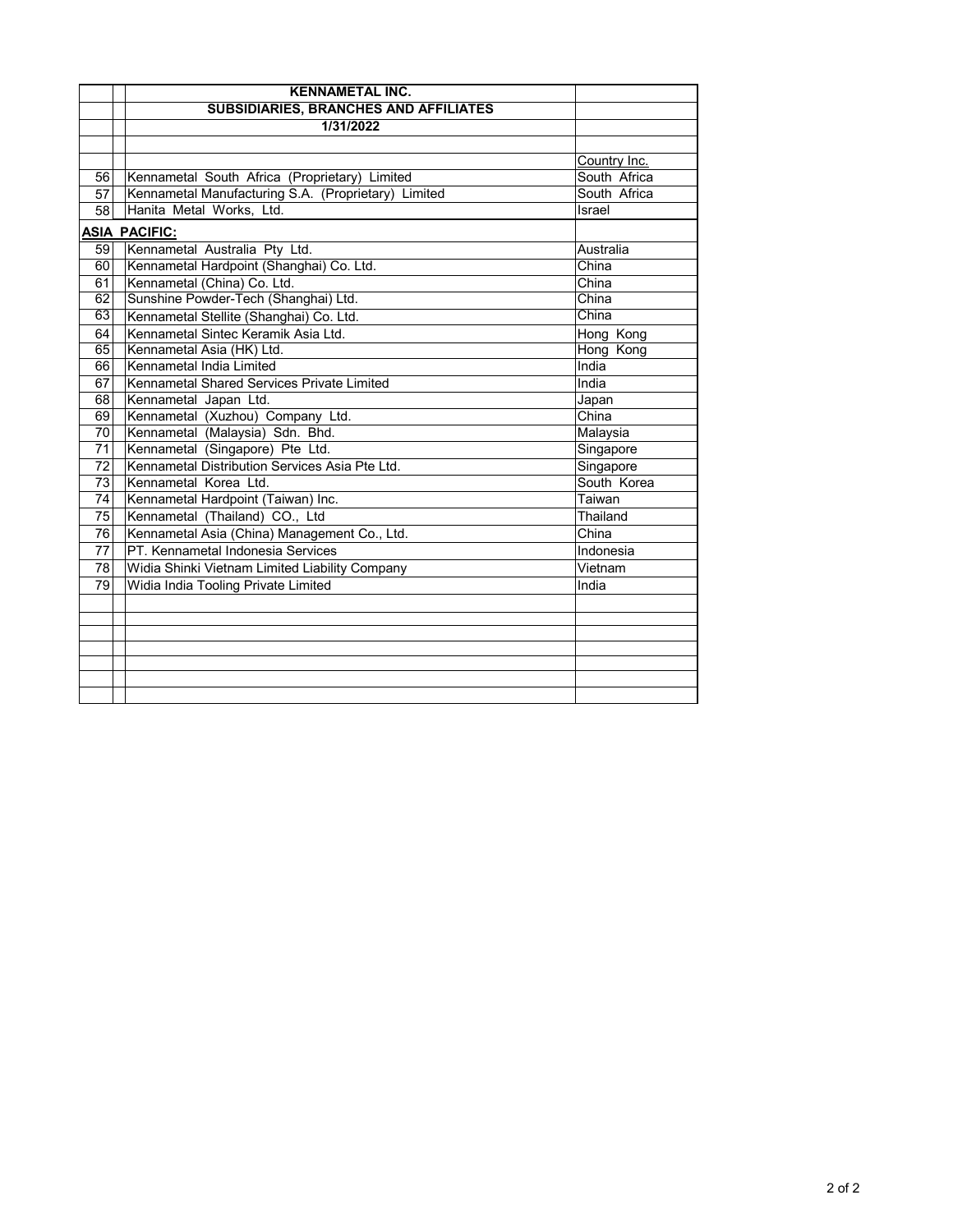| | | |
|---|---|---|
| | **KENNAMETAL INC.** | |
| | **SUBSIDIARIES, BRANCHES AND AFFILIATES** | |
| | **1/31/2022** | |
| | | Country Inc. |
| 56 | Kennametal South Africa (Proprietary) Limited | South Africa |
| 57 | Kennametal Manufacturing S.A. (Proprietary) Limited | South Africa |
| 58 | Hanita Metal Works, Ltd. | Israel |
| **ASIA PACIFIC:** | | |
| 59 | Kennametal Australia Pty Ltd. | Australia |
| 60 | Kennametal Hardpoint (Shanghai) Co. Ltd. | China |
| 61 | Kennametal (China) Co. Ltd. | China |
| 62 | Sunshine Powder-Tech (Shanghai) Ltd. | China |
| 63 | Kennametal Stellite (Shanghai) Co. Ltd. | China |
| 64 | Kennametal Sintec Keramik Asia Ltd. | Hong Kong |
| 65 | Kennametal Asia (HK) Ltd. | Hong Kong |
| 66 | Kennametal India Limited | India |
| 67 | Kennametal Shared Services Private Limited | India |
| 68 | Kennametal Japan Ltd. | Japan |
| 69 | Kennametal (Xuzhou) Company Ltd. | China |
| 70 | Kennametal (Malaysia) Sdn. Bhd. | Malaysia |
| 71 | Kennametal (Singapore) Pte Ltd. | Singapore |
| 72 | Kennametal Distribution Services Asia Pte Ltd. | Singapore |
| 73 | Kennametal Korea Ltd. | South Korea |
| 74 | Kennametal Hardpoint (Taiwan) Inc. | Taiwan |
| 75 | Kennametal (Thailand) CO., Ltd | Thailand |
| 76 | Kennametal Asia (China) Management Co., Ltd. | China |
| 77 | PT. Kennametal Indonesia Services | Indonesia |
| 78 | Widia Shinki Vietnam Limited Liability Company | Vietnam |
| 79 | Widia India Tooling Private Limited | India |